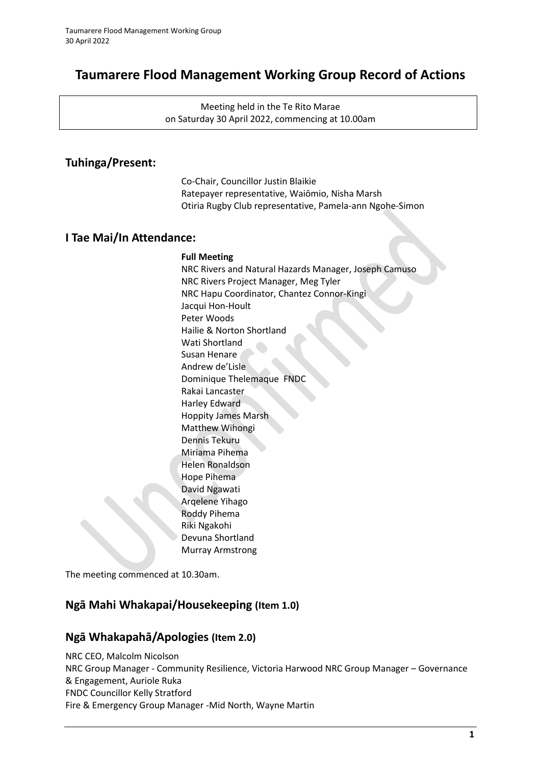# Taumarere Flood Management Working Group Record of Actions

Meeting held in the Te Rito Marae
on Saturday 30 April 2022, commencing at 10.00am

## Tuhinga/Present:

Co-Chair, Councillor Justin Blaikie
Ratepayer representative, Waiōmio, Nisha Marsh
Otiria Rugby Club representative, Pamela-ann Ngohe-Simon

## I Tae Mai/In Attendance:

**Full Meeting**

NRC Rivers and Natural Hazards Manager, Joseph Camuso
NRC Rivers Project Manager, Meg Tyler
NRC Hapu Coordinator, Chantez Connor-Kingi
Jacqui Hon-Hoult
Peter Woods
Hailie & Norton Shortland
Wati Shortland
Susan Henare
Andrew de'Lisle
Dominique Thelemaque FNDC
Rakai Lancaster
Harley Edward
Hoppity James Marsh
Matthew Wihongi
Dennis Tekuru
Miriama Pihema
Helen Ronaldson
Hope Pihema
David Ngawati
Arqelene Yihago
Roddy Pihema
Riki Ngakohi
Devuna Shortland
Murray Armstrong

The meeting commenced at 10.30am.

## Ngā Mahi Whakapai/Housekeeping (Item 1.0)

## Ngā Whakapahā/Apologies (Item 2.0)

NRC CEO, Malcolm Nicolson
NRC Group Manager - Community Resilience, Victoria Harwood NRC Group Manager – Governance & Engagement, Auriole Ruka
FNDC Councillor Kelly Stratford
Fire & Emergency Group Manager -Mid North, Wayne Martin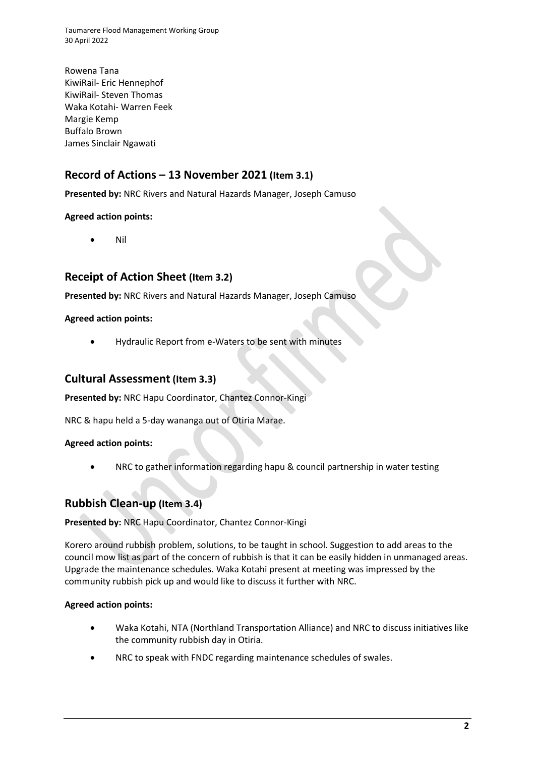Rowena Tana
KiwiRail- Eric Hennephof
KiwiRail- Steven Thomas
Waka Kotahi- Warren Feek
Margie Kemp
Buffalo Brown
James Sinclair Ngawati

## Record of Actions – 13 November 2021 (Item 3.1)

**Presented by:** NRC Rivers and Natural Hazards Manager, Joseph Camuso

**Agreed action points:**

- Nil

## Receipt of Action Sheet (Item 3.2)

**Presented by:** NRC Rivers and Natural Hazards Manager, Joseph Camuso

**Agreed action points:**

- Hydraulic Report from e-Waters to be sent with minutes

## Cultural Assessment (Item 3.3)

**Presented by:** NRC Hapu Coordinator, Chantez Connor-Kingi

NRC & hapu held a 5-day wananga out of Otiria Marae.

**Agreed action points:**

- NRC to gather information regarding hapu & council partnership in water testing

## Rubbish Clean-up (Item 3.4)

**Presented by:** NRC Hapu Coordinator, Chantez Connor-Kingi

Korero around rubbish problem, solutions, to be taught in school. Suggestion to add areas to the council mow list as part of the concern of rubbish is that it can be easily hidden in unmanaged areas. Upgrade the maintenance schedules. Waka Kotahi present at meeting was impressed by the community rubbish pick up and would like to discuss it further with NRC.

**Agreed action points:**

- Waka Kotahi, NTA (Northland Transportation Alliance) and NRC to discuss initiatives like the community rubbish day in Otiria.
- NRC to speak with FNDC regarding maintenance schedules of swales.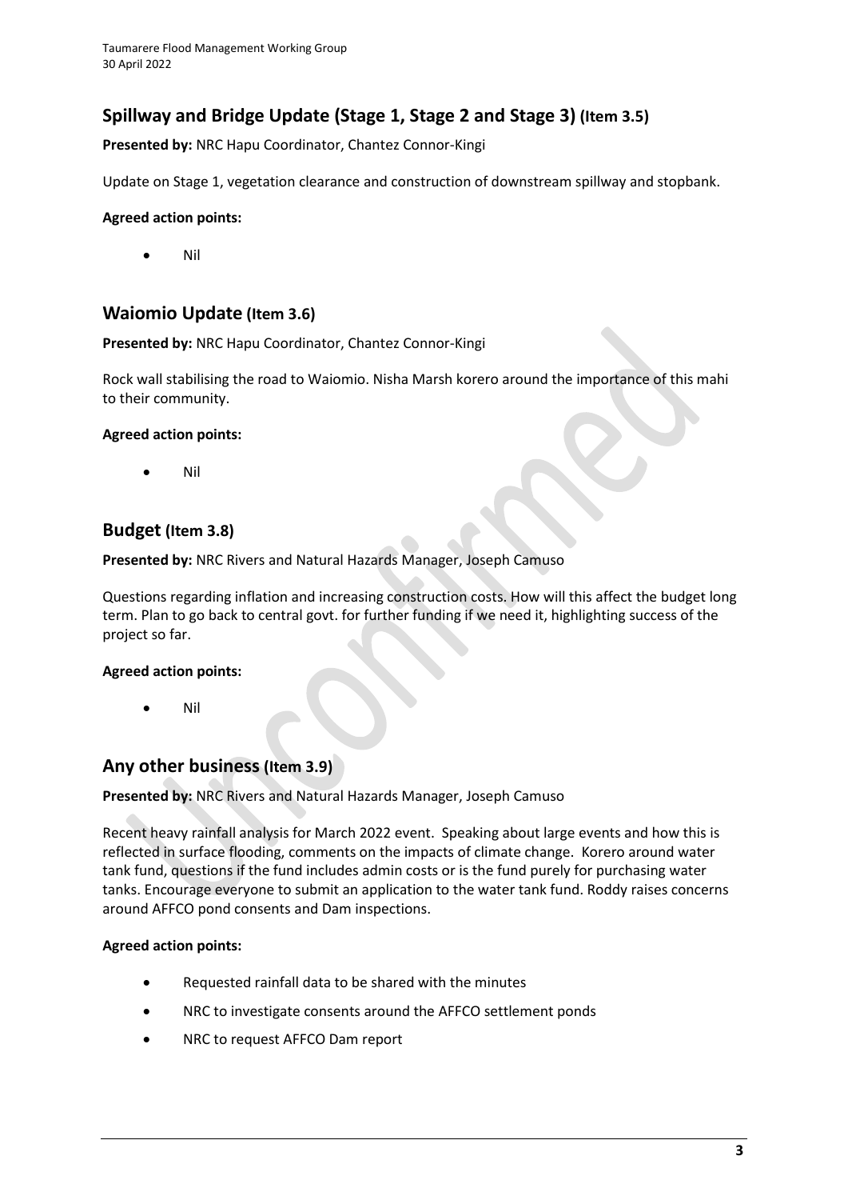## Spillway and Bridge Update (Stage 1, Stage 2 and Stage 3) (Item 3.5)

**Presented by:** NRC Hapu Coordinator, Chantez Connor-Kingi

Update on Stage 1, vegetation clearance and construction of downstream spillway and stopbank.

**Agreed action points:**

- Nil

## Waiomio Update (Item 3.6)

**Presented by:** NRC Hapu Coordinator, Chantez Connor-Kingi

Rock wall stabilising the road to Waiomio. Nisha Marsh korero around the importance of this mahi to their community.

**Agreed action points:**

- Nil

## Budget (Item 3.8)

**Presented by:** NRC Rivers and Natural Hazards Manager, Joseph Camuso

Questions regarding inflation and increasing construction costs. How will this affect the budget long term. Plan to go back to central govt. for further funding if we need it, highlighting success of the project so far.

**Agreed action points:**

- Nil

## Any other business (Item 3.9)

**Presented by:** NRC Rivers and Natural Hazards Manager, Joseph Camuso

Recent heavy rainfall analysis for March 2022 event. Speaking about large events and how this is reflected in surface flooding, comments on the impacts of climate change. Korero around water tank fund, questions if the fund includes admin costs or is the fund purely for purchasing water tanks. Encourage everyone to submit an application to the water tank fund. Roddy raises concerns around AFFCO pond consents and Dam inspections.

**Agreed action points:**

- Requested rainfall data to be shared with the minutes
- NRC to investigate consents around the AFFCO settlement ponds
- NRC to request AFFCO Dam report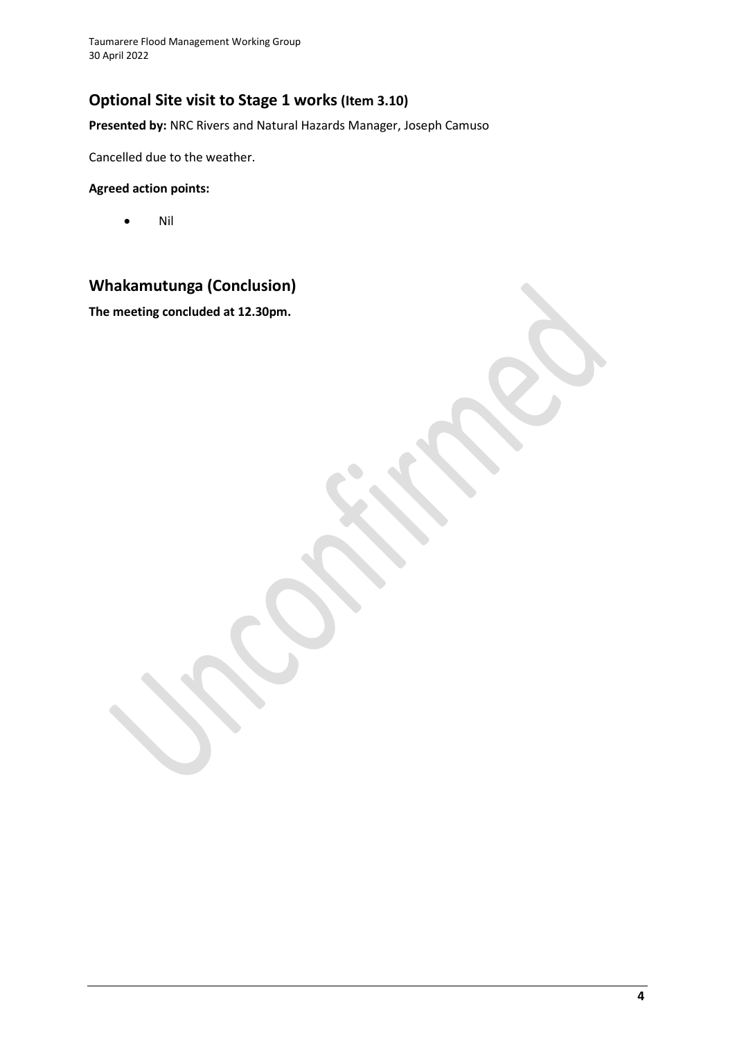## Optional Site visit to Stage 1 works (Item 3.10)

**Presented by:** NRC Rivers and Natural Hazards Manager, Joseph Camuso

Cancelled due to the weather.

**Agreed action points:**

- Nil

## Whakamutunga (Conclusion)

**The meeting concluded at 12.30pm.**

Unconfirmed